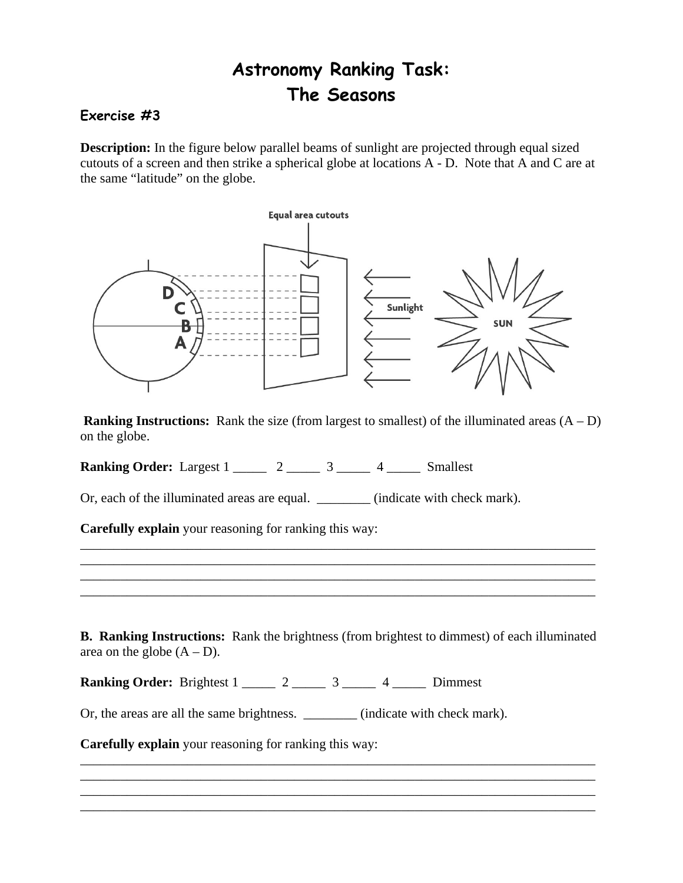# Astronomy Ranking Task:
# The Seasons

### Exercise #3

**Description:** In the figure below parallel beams of sunlight are projected through equal sized cutouts of a screen and then strike a spherical globe at locations A - D. Note that A and C are at the same "latitude" on the globe.

**Ranking Instructions:** Rank the size (from largest to smallest) of the illuminated areas (A – D) on the globe.

**Ranking Order:** Largest 1 _____ 2 _____ 3 _____ 4 _____ Smallest

Or, each of the illuminated areas are equal. ________ (indicate with check mark).

**Carefully explain** your reasoning for ranking this way:

_______________________________________________________________________________
_______________________________________________________________________________
_______________________________________________________________________________
_______________________________________________________________________________

**B. Ranking Instructions:** Rank the brightness (from brightest to dimmest) of each illuminated area on the globe (A – D).

**Ranking Order:** Brightest 1 _____ 2 _____ 3 _____ 4 _____ Dimmest

Or, the areas are all the same brightness. ________ (indicate with check mark).

**Carefully explain** your reasoning for ranking this way:

_______________________________________________________________________________
_______________________________________________________________________________
_______________________________________________________________________________
_______________________________________________________________________________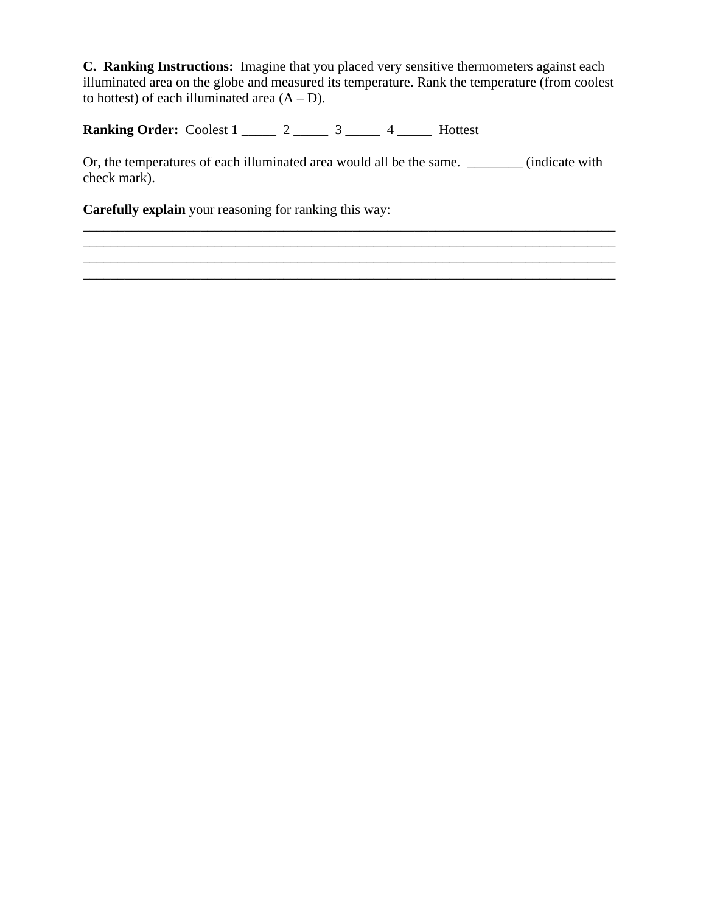**C. Ranking Instructions:** Imagine that you placed very sensitive thermometers against each illuminated area on the globe and measured its temperature. Rank the temperature (from coolest to hottest) of each illuminated area (A – D).

**Ranking Order:** Coolest 1 _____ 2 _____ 3 _____ 4 _____ Hottest

Or, the temperatures of each illuminated area would all be the same. ________ (indicate with check mark).

**Carefully explain** your reasoning for ranking this way:

_______________________________________________________________________________
_______________________________________________________________________________
_______________________________________________________________________________
_______________________________________________________________________________